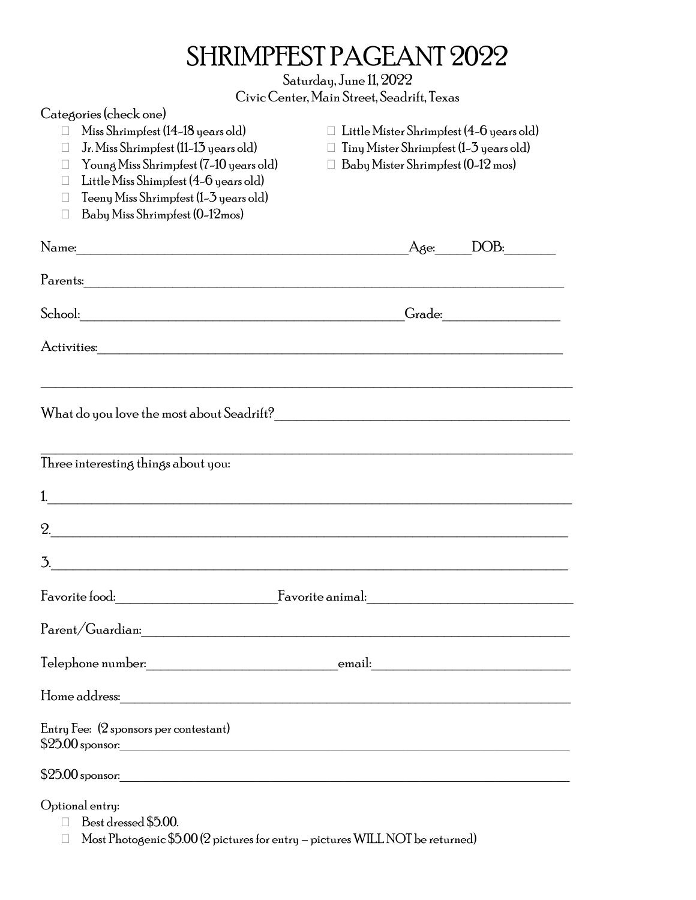# SHRIMPFEST PAGEANT 2022

Saturday, June 11, 2022

Civic Center, Main Street, Seadrift, Texas

Categories (check one)

- ☐ Miss Shrimpfest (14-18 years old)
- ☐ Jr. Miss Shrimpfest (11-13 years old)
- ☐ Young Miss Shrimpfest (7-10 years old)
- ☐ Little Miss Shimpfest (4-6 years old)
- ☐ Teeny Miss Shrimpfest (1-3 years old)
- ☐ Baby Miss Shrimpfest (0-12mos)
- ☐ Little Mister Shrimpfest (4-6 years old)
- ☐ Tiny Mister Shrimpfest (1-3 years old)
- ☐ Baby Mister Shrimpfest (0-12 mos)

Name:_______________________________________________Age:_____DOB:_______

Parents:______________________________________________________________________

School:______________________________________________Grade:________________

Activities:_____________________________________________________________________

_______________________________________________________________________________

What do you love the most about Seadrift?_______________________________________

_______________________________________________________________________________

Three interesting things about you:

1.______________________________________________________________________________

2.______________________________________________________________________________

3.______________________________________________________________________________

Favorite food:_______________________Favorite animal:______________________________

Parent/Guardian:_______________________________________________________________

Telephone number:___________________________email:____________________________

Home address:_________________________________________________________________

Entry Fee: (2 sponsors per contestant)

$25.00 sponsor:_______________________________________________________________

$25.00 sponsor:_______________________________________________________________

Optional entry:

- ☐ Best dressed $5.00.
- ☐ Most Photogenic $5.00 (2 pictures for entry – pictures WILL NOT be returned)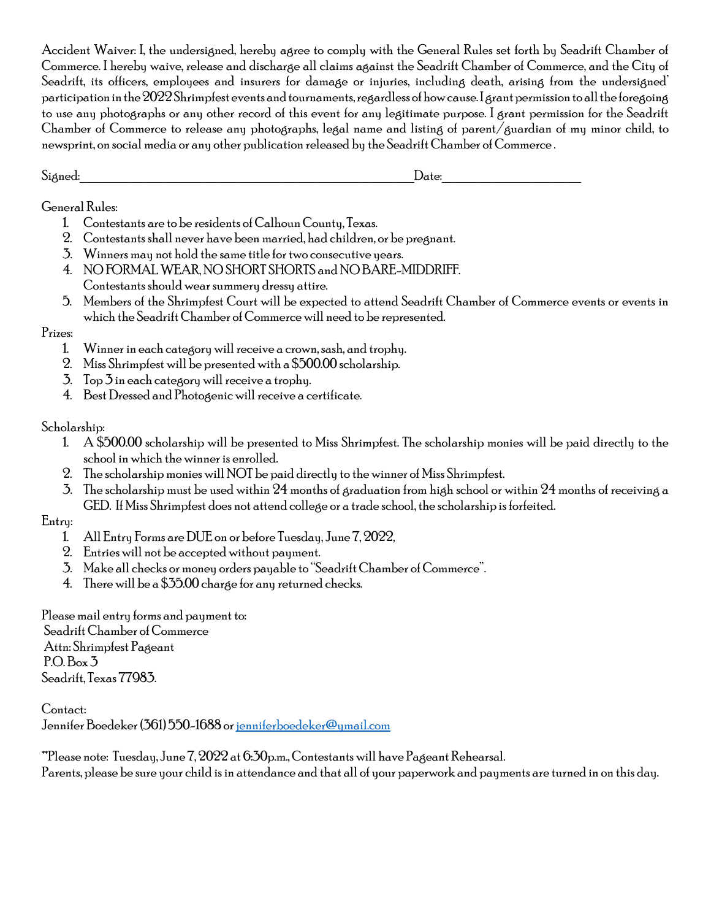Accident Waiver: I, the undersigned, hereby agree to comply with the General Rules set forth by Seadrift Chamber of Commerce. I hereby waive, release and discharge all claims against the Seadrift Chamber of Commerce, and the City of Seadrift, its officers, employees and insurers for damage or injuries, including death, arising from the undersigned' participation in the 2022 Shrimpfest events and tournaments, regardless of how cause. I grant permission to all the foregoing to use any photographs or any other record of this event for any legitimate purpose. I grant permission for the Seadrift Chamber of Commerce to release any photographs, legal name and listing of parent/guardian of my minor child, to newsprint, on social media or any other publication released by the Seadrift Chamber of Commerce .

Signed:_______________________________________________Date:____________________

General Rules:

1. Contestants are to be residents of Calhoun County, Texas.
2. Contestants shall never have been married, had children, or be pregnant.
3. Winners may not hold the same title for two consecutive years.
4. NO FORMAL WEAR, NO SHORT SHORTS and NO BARE-MIDDRIFF. Contestants should wear summery dressy attire.
5. Members of the Shrimpfest Court will be expected to attend Seadrift Chamber of Commerce events or events in which the Seadrift Chamber of Commerce will need to be represented.

Prizes:

1. Winner in each category will receive a crown, sash, and trophy.
2. Miss Shrimpfest will be presented with a $500.00 scholarship.
3. Top 3 in each category will receive a trophy.
4. Best Dressed and Photogenic will receive a certificate.

Scholarship:

1. A $500.00 scholarship will be presented to Miss Shrimpfest. The scholarship monies will be paid directly to the school in which the winner is enrolled.
2. The scholarship monies will NOT be paid directly to the winner of Miss Shrimpfest.
3. The scholarship must be used within 24 months of graduation from high school or within 24 months of receiving a GED. If Miss Shrimpfest does not attend college or a trade school, the scholarship is forfeited.

Entry:

1. All Entry Forms are DUE on or before Tuesday, June 7, 2022,
2. Entries will not be accepted without payment.
3. Make all checks or money orders payable to "Seadrift Chamber of Commerce".
4. There will be a $35.00 charge for any returned checks.

Please mail entry forms and payment to:
Seadrift Chamber of Commerce
Attn: Shrimpfest Pageant
P.O. Box 3
Seadrift, Texas 77983.

Contact:
Jennifer Boedeker (361) 550-1688 or jenniferboedeker@ymail.com

**Please note: Tuesday, June 7, 2022 at 6:30p.m., Contestants will have Pageant Rehearsal.
Parents, please be sure your child is in attendance and that all of your paperwork and payments are turned in on this day.